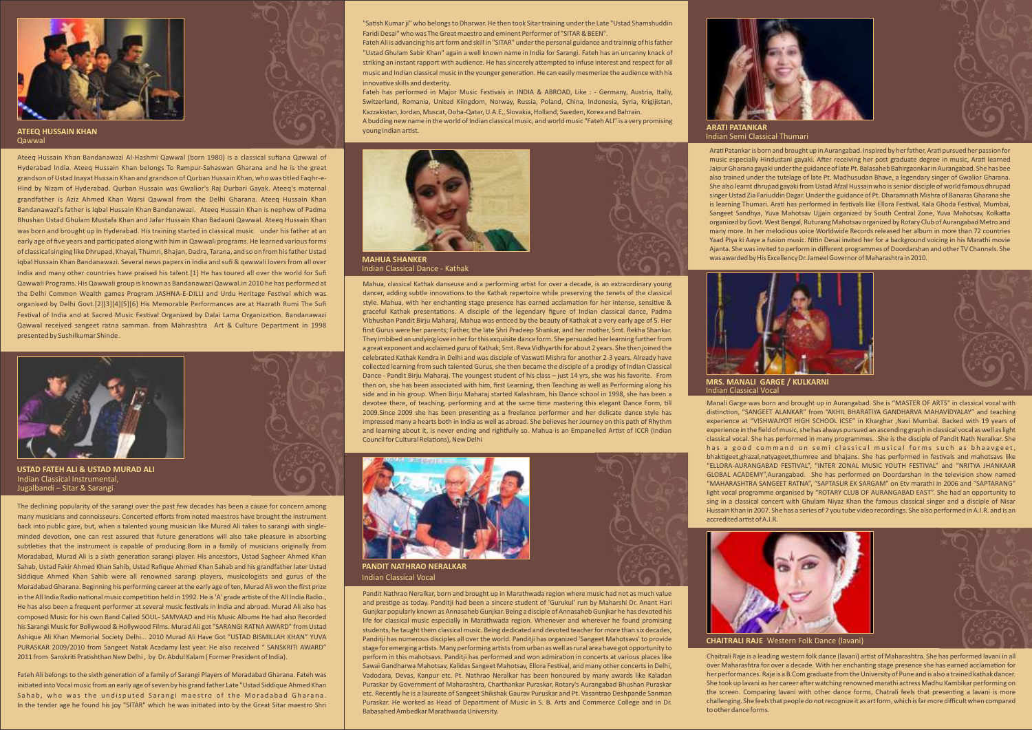### ATEEQ HUSSAIN KHAN
Qawwal

Ateeq Hussain Khan Bandanawazi Al-Hashmi Qawwal (born 1980) is a classical sufiana Qawwal of Hyderabad India. Ateeq Hussain Khan belongs To Rampur-Sahaswan Gharana and he is the great grandson of Ustad Inayat Hussain Khan and grandson of Qurban Hussain Khan, who was titled Faqhr-e-Hind by Nizam of Hyderabad. Qurban Hussain was Gwalior's Raj Durbari Gayak. Ateeq's maternal grandfather is Aziz Ahmed Khan Warsi Qawwal from the Delhi Gharana. Ateeq Hussain Khan Bandanawazi's father is Iqbal Hussain Khan Bandanawazi. Ateeq Hussain Khan is nephew of Padma Bhushan Ustad Ghulam Mustafa Khan and Jafar Hussain Khan Badauni Qawwal. Ateeq Hussain Khan was born and brought up in Hyderabad. His training started in classical music under his father at an early age of five years and participated along with him in Qawwali programs. He learned various forms of classical singing like Dhrupad, Khayal, Thumri, Bhajan, Dadra, Tarana, and so on from his father Ustad Iqbal Hussain Khan Bandanawazi. Several news papers in India and sufi & qawwali lovers from all over India and many other countries have praised his talent.[1] He has toured all over the world for Sufi Qawwali Programs. His Qawwali group is known as Bandanawazi Qawwal.in 2010 he has performed at the Delhi Common Wealth games Program JASHNA-E-DILLI and Urdu Heritage Festival which was organised by Delhi Govt.[2][3][4][5][6] His Memorable Performances are at Hazrath Rumi The Sufi Festival of India and at Sacred Music Festival Organized by Dalai Lama Organization. Bandanawazi Qawwal received sangeet ratna samman. from Mahrashtra Art & Culture Department in 1998 presented by Sushilkumar Shinde.

### USTAD FATEH ALI & USTAD MURAD ALI
Indian Classical Instrumental,
Jugalbandi – Sitar & Sarangi

The declining popularity of the sarangi over the past few decades has been a cause for concern among many musicians and connoisseurs. Concerted efforts from noted maestros have brought the instrument back into public gaze, but, when a talented young musician like Murad Ali takes to sarangi with single-minded devotion, one can rest assured that future generations will also take pleasure in absorbing subtleties that the instrument is capable of producing.Born in a family of musicians originally from Moradabad, Murad Ali is a sixth generation sarangi player. His ancestors, Ustad Sagheer Ahmed Khan Sahab, Ustad Fakir Ahmed Khan Sahib, Ustad Rafique Ahmed Khan Sahab and his grandfather later Ustad Siddique Ahmed Khan Sahib were all renowned sarangi players, musicologists and gurus of the Moradabad Gharana. Beginning his performing career at the early age of ten, Murad Ali won the first prize in the All India Radio national music competition held in 1992. He is 'A' grade artiste of the All India Radio., He has also been a frequent performer at several music festivals in India and abroad. Murad Ali also has composed Music for his own Band Called SOUL- SAMVAAD and His Music Albums He had also Recorded his Sarangi Music for Bollywood & Hollywood Films. Murad Ali got "SARANGI RATNA AWARD" from Ustad Ashique Ali Khan Memorial Society Delhi... 2010 Murad Ali Have Got "USTAD BISMILLAH KHAN" YUVA PURASKAR 2009/2010 from Sangeet Natak Acadamy last year. He also received " SANSKRITI AWARD" 2011 from Sanskriti Pratishthan New Delhi, by Dr. Abdul Kalam ( Former President of India).

Fateh Ali belongs to the sixth generation of a family of Sarangi Players of Moradabad Gharana. Fateh was initiated into Vocal music from an early age of seven by his grand father Late "Ustad Siddique Ahmed Khan Sahab, who was the undisputed Sarangi maestro of the Moradabad Gharana. In the tender age he found his joy "SITAR" which he was initiated into by the Great Sitar maestro Shri "Satish Kumar ji" who belongs to Dharwar. He then took Sitar training under the Late "Ustad Shamshuddin Faridi Desai" who was The Great maestro and eminent Performer of "SITAR & BEEN".

Fateh Ali is advancing his art form and skill in "SITAR" under the personal guidance and trainnig of his father "Ustad Ghulam Sabir Khan" again a well known name in India for Sarangi. Fateh has an uncanny knack of striking an instant rapport with audience. He has sincerely attempted to infuse interest and respect for all music and Indian classical music in the younger generation. He can easily mesmerize the audience with his innovative skills and dexterity.

Fateh has performed in Major Music Festivals in INDIA & ABROAD, Like : - Germany, Austria, Itally, Switzerland, Romania, United Kiingdom, Norway, Russia, Poland, China, Indonesia, Syria, Krigijistan, Kazzakistan, Jordan, Muscat, Doha-Qatar, U.A.E., Slovakia, Holland, Sweden, Korea and Bahrain.

A budding new name in the world of Indian classical music, and world music "Fateh ALI" is a very promising young Indian artist.

### MAHUA SHANKER
Indian Classical Dance - Kathak

Mahua, classical Kathak danseuse and a performing artist for over a decade, is an extraordinary young dancer, adding subtle innovations to the Kathak repertoire while preserving the tenets of the classical style. Mahua, with her enchanting stage presence has earned acclamation for her intense, sensitive & graceful Kathak presentations. A disciple of the legendary figure of Indian classical dance, Padma Vibhushan Pandit Birju Maharaj, Mahua was enticed by the beauty of Kathak at a very early age of 5. Her first Gurus were her parents; Father, the late Shri Pradeep Shankar, and her mother, Smt. Rekha Shankar. They imbibed an undying love in her for this exquisite dance form. She persuaded her learning further from a great exponent and acclaimed guru of Kathak; Smt. Reva Vidhyarthi for about 2 years. She then joined the celebrated Kathak Kendra in Delhi and was disciple of Vaswati Mishra for another 2-3 years. Already have collected learning from such talented Gurus, she then became the disciple of a prodigy of Indian Classical Dance - Pandit Birju Maharaj. The youngest student of his class – just 14 yrs, she was his favorite. From then on, she has been associated with him, first Learning, then Teaching as well as Performing along his side and in his group. When Birju Maharaj started Kalashram, his Dance school in 1998, she has been a devotee there, of teaching, performing and at the same time mastering this elegant Dance Form, till 2009.Since 2009 she has been presenting as a freelance performer and her delicate dance style has impressed many a hearts both in India as well as abroad. She believes her Journey on this path of Rhythm and learning about it, is never ending and rightfully so. Mahua is an Empanelled Artist of ICCR (Indian Council for Cultural Relations), New Delhi

### PANDIT NATHRAO NERALKAR
Indian Classical Vocal

Pandit Nathrao Neralkar, born and brought up in Marathwada region where music had not as much value and prestige as today. Panditji had been a sincere student of 'Gurukul' run by Maharshi Dr. Anant Hari Gunjkar popularly known as Annasaheb Gunjkar. Being a disciple of Annasaheb Gunjkar he has devoted his life for classical music especially in Marathwada region. Whenever and wherever he found promising students, he taught them classical music. Being dedicated and devoted teacher for more than six decades, Panditji has numerous disciples all over the world. Panditji has organized 'Sangeet Mahotsavs' to provide stage for emerging artists. Many performing artists from urban as well as rural area have got opportunity to perform in this mahotsavs. Panditji has performed and won admiration in concerts at various places like Sawai Gandharva Mahotsav, Kalidas Sangeet Mahotsav, Ellora Festival, and many other concerts in Delhi, Vadodara, Devas, Kanpur etc. Pt. Nathrao Neralkar has been honoured by many awards like Kaladan Puraskar by Government of Maharashtra, Charthankar Puraskar, Rotary's Aurangabad Bhushan Puraskar etc. Recently he is a laureate of Sangeet Shikshak Gaurav Puruskar and Pt. Vasantrao Deshpande Sanman Puraskar. He worked as Head of Department of Music in S. B. Arts and Commerce College and in Dr. Babasahed Ambedkar Marathwada University.

### ARATI PATANKAR
Indian Semi Classical Thumari

Arati Patankar is born and brought up in Aurangabad. Inspired by her father, Arati pursued her passion for music especially Hindustani gayaki. After receiving her post graduate degree in music, Arati learned Jaipur Gharana gayaki under the guidance of late Pt. Balasaheb Bahirgaonkar in Aurangabad. She has bee also trained under the tutelage of late Pt. Madhusudan Bhave, a legendary singer of Gwalior Gharana. She also learnt dhrupad gayaki from Ustad Afzal Hussain who is senior disciple of world famous dhrupad singer Ustad Zia Fariuddin Dagar. Under the guidance of Pt. Dharamnath Mishra of Banaras Gharana she is learning Thumari. Arati has performed in festivals like Ellora Festival, Kala Ghoda Festival, Mumbai, Sangeet Sandhya, Yuva Mahotsav Ujjain organized by South Central Zone, Yuva Mahotsav, Kolkatta organized by Govt. West Bengal, Ruturang Mahotsav organized by Rotary Club of Aurangabad Metro and many more. In her melodious voice Worldwide Records released her album in more than 72 countries Yaad Piya ki Aaye a fusion music. Nitin Desai invited her for a background voicing in his Marathi movie Ajanta. She was invited to perform in different programmes of Doordarshan and other TV Channels. She was awarded by His Excellency Dr. Jameel Governor of Maharashtra in 2010.

### MRS. MANALI GARGE / KULKARNI
Indian Classical Vocal

Manali Garge was born and brought up in Aurangabad. She is "MASTER OF ARTS" in classical vocal with distinction, "SANGEET ALANKAR" from "AKHIL BHARATIYA GANDHARVA MAHAVIDYALAY" and teaching experience at "VISHWAJYOT HIGH SCHOOL ICSE" in Kharghar ,Navi Mumbai. Backed with 19 years of experience in the field of music, she has always pursued an ascending graph in classical vocal as well as light classical vocal. She has performed in many programmes. .She is the disciple of Pandit Nath Neralkar. She has a good command on semi classical musical forms such as bhaavgeet, bhaktigeet,ghazal,natyageet,thumree and bhajans. She has performed in festivals and mahotsavs like "ELLORA-AURANGABAD FESTIVAL", "INTER ZONAL MUSIC YOUTH FESTIVAL" and "NRITYA JHANKAAR GLOBAL ACADEMY",Aurangabad. She has performed on Doordarshan in the television show named "MAHARASHTRA SANGEET RATNA", "SAPTASUR EK SARGAM" on Etv marathi in 2006 and "SAPTARANG" light vocal programme organised by "ROTARY CLUB OF AURANGABAD EAST". She had an opportunity to sing in a classical concert with Ghulam Niyaz Khan the famous classical singer and a disciple of Nisar Hussain Khan in 2007. She has a series of 7 you tube video recordings. She also performed in A.I.R. and is an accredited artist of A.I.R.

### CHAITRALI RAJE Western Folk Dance (lavani)

Chaitrali Raje is a leading western folk dance (lavani) artist of Maharashtra. She has performed lavani in all over Maharashtra for over a decade. With her enchanting stage presence she has earned acclamation for her performances. Raje is a B.Com graduate from the University of Pune and is also a trained kathak dancer. She took up lavani as her career after watching renowned marathi actress Madhu Kambikar performing on the screen. Comparing lavani with other dance forms, Chatrali feels that presenting a lavani is more challenging. She feels that people do not recognize it as art form, which is far more difficult when compared to other dance forms.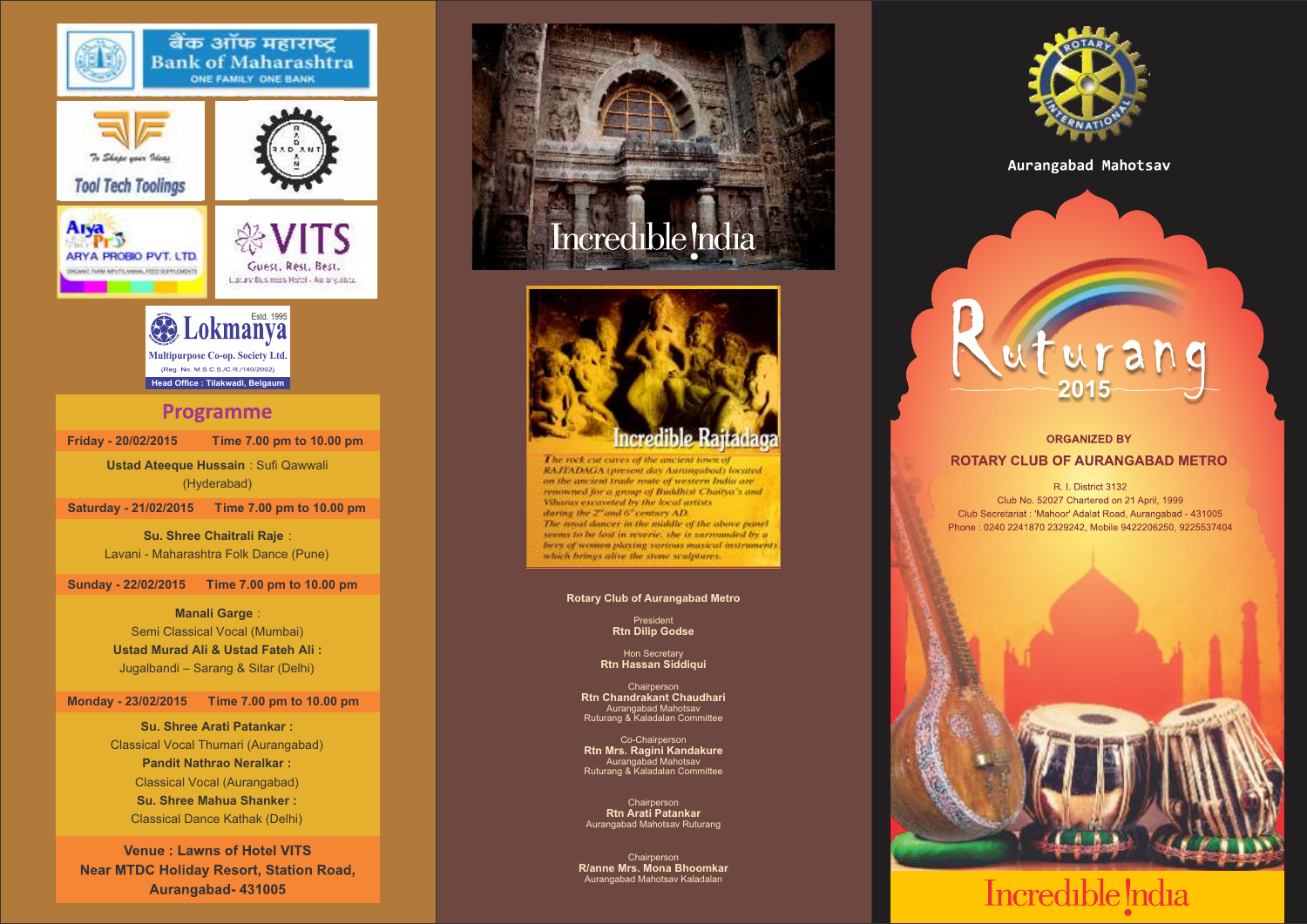बैंक ऑफ महाराष्ट्र
Bank of Maharashtra
ONE FAMILY ONE BANK

To Shape your Ideas
Tool Tech Toolings

RADIANT

Arya Pro
ARYA PROBIO PVT. LTD.
ORGANIC FARM INPUTS, ANIMAL FEED SUPPLEMENTS

VITS
Guest. Rest. Best.
Luxury Business Hotel - Aurangabad

Estd. 1995
Lokmanya
Multipurpose Co-op. Society Ltd.
(Reg. No. M.S.C.S./C.R./140/2002)
Head Office : Tilakwadi, Belgaum

## Programme

**Friday - 20/02/2015 Time 7.00 pm to 10.00 pm**

**Ustad Ateeque Hussain** : Sufi Qawwali (Hyderabad)

**Saturday - 21/02/2015 Time 7.00 pm to 10.00 pm**

**Su. Shree Chaitrali Raje** :
Lavani - Maharashtra Folk Dance (Pune)

**Sunday - 22/02/2015 Time 7.00 pm to 10.00 pm**

**Manali Garge** :
Semi Classical Vocal (Mumbai)
**Ustad Murad Ali & Ustad Fateh Ali :**
Jugalbandi – Sarang & Sitar (Delhi)

**Monday - 23/02/2015 Time 7.00 pm to 10.00 pm**

**Su. Shree Arati Patankar :**
Classical Vocal Thumari (Aurangabad)
**Pandit Nathrao Neralkar :**
Classical Vocal (Aurangabad)
**Su. Shree Mahua Shanker :**
Classical Dance Kathak (Delhi)

**Venue : Lawns of Hotel VITS
Near MTDC Holiday Resort, Station Road,
Aurangabad- 431005**

Incredible India

## Incredible Rajtadaga

*The rock cut caves of the ancient town of RAJTADAGA (present day Aurangabad) located on the ancient trade route of western India are renowned for a group of Buddhist Chaitya's and Viharas excavated by the local artists during the 2nd and 6th century AD. The royal dancer in the middle of the above panel seems to be lost in reverie; she is surrounded by a bevy of women playing various musical instruments which brings alive the stone sculptures.*

**Rotary Club of Aurangabad Metro**

President
**Rtn Dilip Godse**

Hon Secretary
**Rtn Hassan Siddiqui**

Chairperson
**Rtn Chandrakant Chaudhari**
Aurangabad Mahotsav
Ruturang & Kaladalan Committee

Co-Chairperson
**Rtn Mrs. Ragini Kandakure**
Aurangabad Mahotsav
Ruturang & Kaladalan Committee

Chairperson
**Rtn Arati Patankar**
Aurangabad Mahotsav Ruturang

Chairperson
**R/anne Mrs. Mona Bhoomkar**
Aurangabad Mahotsav Kaladalan

ROTARY INTERNATIONAL

**Aurangabad Mahotsav**

# Ruturang 2015

**ORGANIZED BY**
**ROTARY CLUB OF AURANGABAD METRO**

R. I. District 3132
Club No. 52027 Chartered on 21 April, 1999
Club Secretariat : 'Mahoor' Adalat Road, Aurangabad - 431005
Phone : 0240 2241870 2329242, Mobile 9422206250, 9225537404

Incredible India